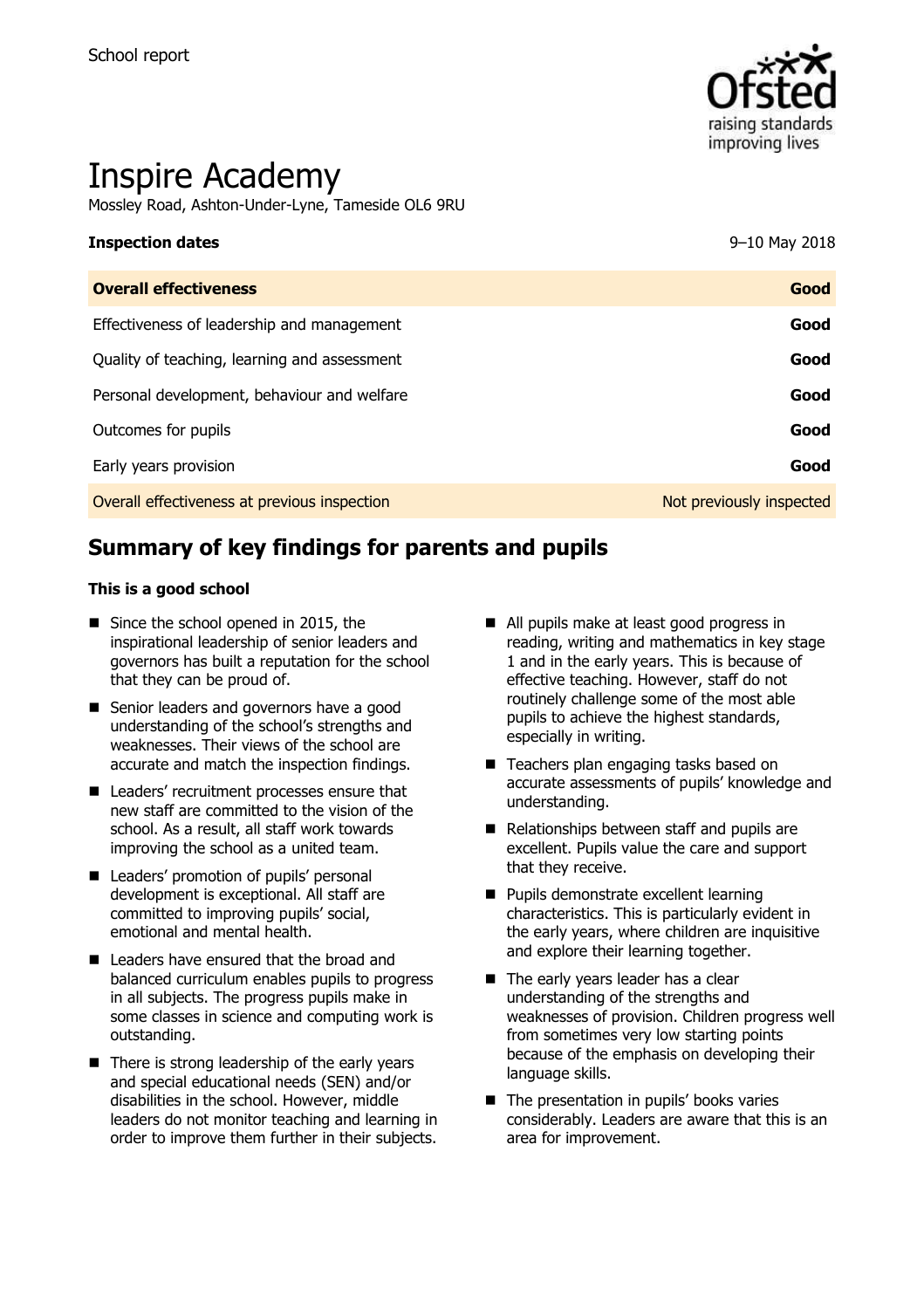School report

# Inspire Academy

Mossley Road, Ashton-Under-Lyne, Tameside OL6 9RU

| **Inspection dates** | 9–10 May 2018 |
|---|---|
| **Overall effectiveness** | **Good** |
| Effectiveness of leadership and management | **Good** |
| Quality of teaching, learning and assessment | **Good** |
| Personal development, behaviour and welfare | **Good** |
| Outcomes for pupils | **Good** |
| Early years provision | **Good** |
| Overall effectiveness at previous inspection | Not previously inspected |

## Summary of key findings for parents and pupils

**This is a good school**

- Since the school opened in 2015, the inspirational leadership of senior leaders and governors has built a reputation for the school that they can be proud of.
- Senior leaders and governors have a good understanding of the school's strengths and weaknesses. Their views of the school are accurate and match the inspection findings.
- Leaders' recruitment processes ensure that new staff are committed to the vision of the school. As a result, all staff work towards improving the school as a united team.
- Leaders' promotion of pupils' personal development is exceptional. All staff are committed to improving pupils' social, emotional and mental health.
- Leaders have ensured that the broad and balanced curriculum enables pupils to progress in all subjects. The progress pupils make in some classes in science and computing work is outstanding.
- There is strong leadership of the early years and special educational needs (SEN) and/or disabilities in the school. However, middle leaders do not monitor teaching and learning in order to improve them further in their subjects.
- All pupils make at least good progress in reading, writing and mathematics in key stage 1 and in the early years. This is because of effective teaching. However, staff do not routinely challenge some of the most able pupils to achieve the highest standards, especially in writing.
- Teachers plan engaging tasks based on accurate assessments of pupils' knowledge and understanding.
- Relationships between staff and pupils are excellent. Pupils value the care and support that they receive.
- Pupils demonstrate excellent learning characteristics. This is particularly evident in the early years, where children are inquisitive and explore their learning together.
- The early years leader has a clear understanding of the strengths and weaknesses of provision. Children progress well from sometimes very low starting points because of the emphasis on developing their language skills.
- The presentation in pupils' books varies considerably. Leaders are aware that this is an area for improvement.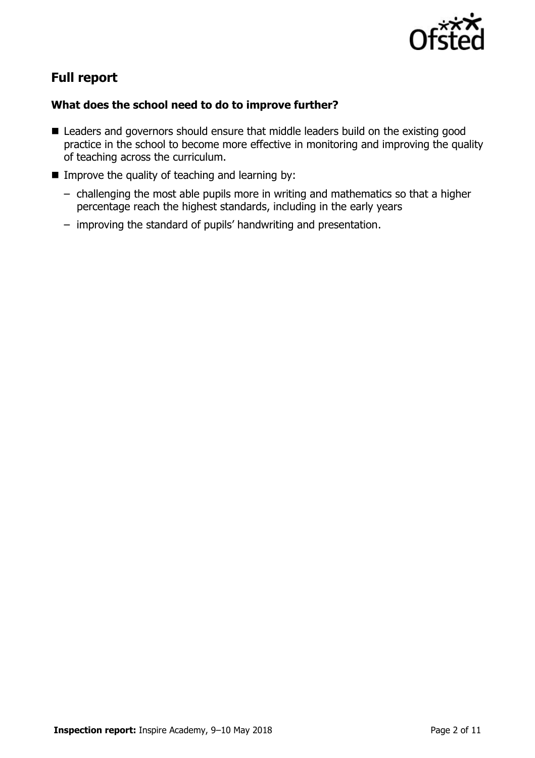## Full report

### What does the school need to do to improve further?

- Leaders and governors should ensure that middle leaders build on the existing good practice in the school to become more effective in monitoring and improving the quality of teaching across the curriculum.
- Improve the quality of teaching and learning by:
  - challenging the most able pupils more in writing and mathematics so that a higher percentage reach the highest standards, including in the early years
  - improving the standard of pupils' handwriting and presentation.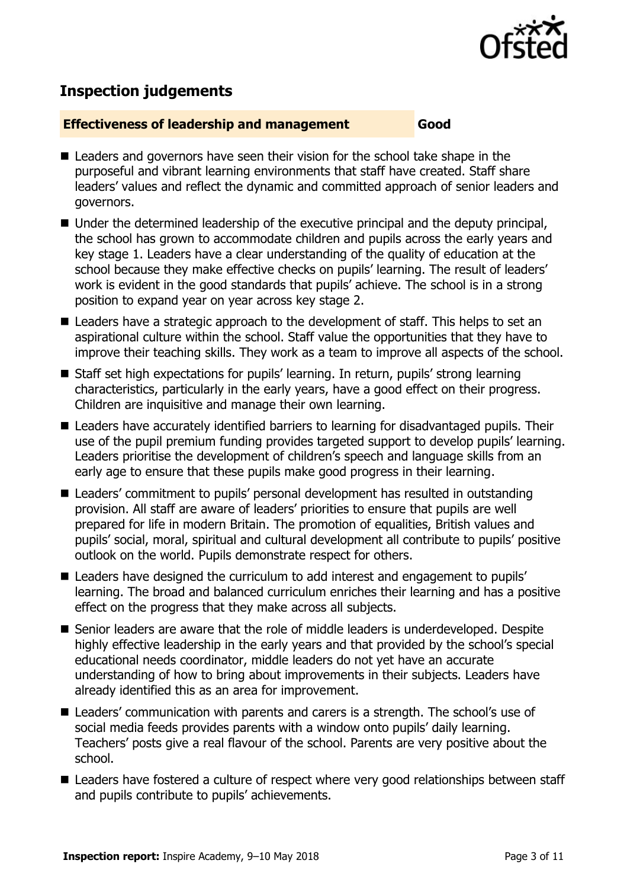## Inspection judgements

| **Effectiveness of leadership and management** | **Good** |
| --- | --- |

- Leaders and governors have seen their vision for the school take shape in the purposeful and vibrant learning environments that staff have created. Staff share leaders' values and reflect the dynamic and committed approach of senior leaders and governors.
- Under the determined leadership of the executive principal and the deputy principal, the school has grown to accommodate children and pupils across the early years and key stage 1. Leaders have a clear understanding of the quality of education at the school because they make effective checks on pupils' learning. The result of leaders' work is evident in the good standards that pupils' achieve. The school is in a strong position to expand year on year across key stage 2.
- Leaders have a strategic approach to the development of staff. This helps to set an aspirational culture within the school. Staff value the opportunities that they have to improve their teaching skills. They work as a team to improve all aspects of the school.
- Staff set high expectations for pupils' learning. In return, pupils' strong learning characteristics, particularly in the early years, have a good effect on their progress. Children are inquisitive and manage their own learning.
- Leaders have accurately identified barriers to learning for disadvantaged pupils. Their use of the pupil premium funding provides targeted support to develop pupils' learning. Leaders prioritise the development of children's speech and language skills from an early age to ensure that these pupils make good progress in their learning.
- Leaders' commitment to pupils' personal development has resulted in outstanding provision. All staff are aware of leaders' priorities to ensure that pupils are well prepared for life in modern Britain. The promotion of equalities, British values and pupils' social, moral, spiritual and cultural development all contribute to pupils' positive outlook on the world. Pupils demonstrate respect for others.
- Leaders have designed the curriculum to add interest and engagement to pupils' learning. The broad and balanced curriculum enriches their learning and has a positive effect on the progress that they make across all subjects.
- Senior leaders are aware that the role of middle leaders is underdeveloped. Despite highly effective leadership in the early years and that provided by the school's special educational needs coordinator, middle leaders do not yet have an accurate understanding of how to bring about improvements in their subjects. Leaders have already identified this as an area for improvement.
- Leaders' communication with parents and carers is a strength. The school's use of social media feeds provides parents with a window onto pupils' daily learning. Teachers' posts give a real flavour of the school. Parents are very positive about the school.
- Leaders have fostered a culture of respect where very good relationships between staff and pupils contribute to pupils' achievements.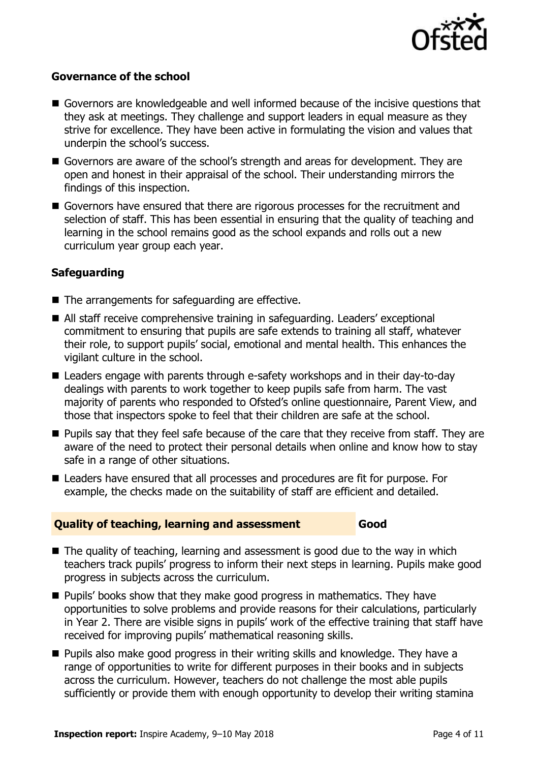### Governance of the school

- Governors are knowledgeable and well informed because of the incisive questions that they ask at meetings. They challenge and support leaders in equal measure as they strive for excellence. They have been active in formulating the vision and values that underpin the school's success.
- Governors are aware of the school's strength and areas for development. They are open and honest in their appraisal of the school. Their understanding mirrors the findings of this inspection.
- Governors have ensured that there are rigorous processes for the recruitment and selection of staff. This has been essential in ensuring that the quality of teaching and learning in the school remains good as the school expands and rolls out a new curriculum year group each year.

### Safeguarding

- The arrangements for safeguarding are effective.
- All staff receive comprehensive training in safeguarding. Leaders' exceptional commitment to ensuring that pupils are safe extends to training all staff, whatever their role, to support pupils' social, emotional and mental health. This enhances the vigilant culture in the school.
- Leaders engage with parents through e-safety workshops and in their day-to-day dealings with parents to work together to keep pupils safe from harm. The vast majority of parents who responded to Ofsted's online questionnaire, Parent View, and those that inspectors spoke to feel that their children are safe at the school.
- Pupils say that they feel safe because of the care that they receive from staff. They are aware of the need to protect their personal details when online and know how to stay safe in a range of other situations.
- Leaders have ensured that all processes and procedures are fit for purpose. For example, the checks made on the suitability of staff are efficient and detailed.

### Quality of teaching, learning and assessment — Good

- The quality of teaching, learning and assessment is good due to the way in which teachers track pupils' progress to inform their next steps in learning. Pupils make good progress in subjects across the curriculum.
- Pupils' books show that they make good progress in mathematics. They have opportunities to solve problems and provide reasons for their calculations, particularly in Year 2. There are visible signs in pupils' work of the effective training that staff have received for improving pupils' mathematical reasoning skills.
- Pupils also make good progress in their writing skills and knowledge. They have a range of opportunities to write for different purposes in their books and in subjects across the curriculum. However, teachers do not challenge the most able pupils sufficiently or provide them with enough opportunity to develop their writing stamina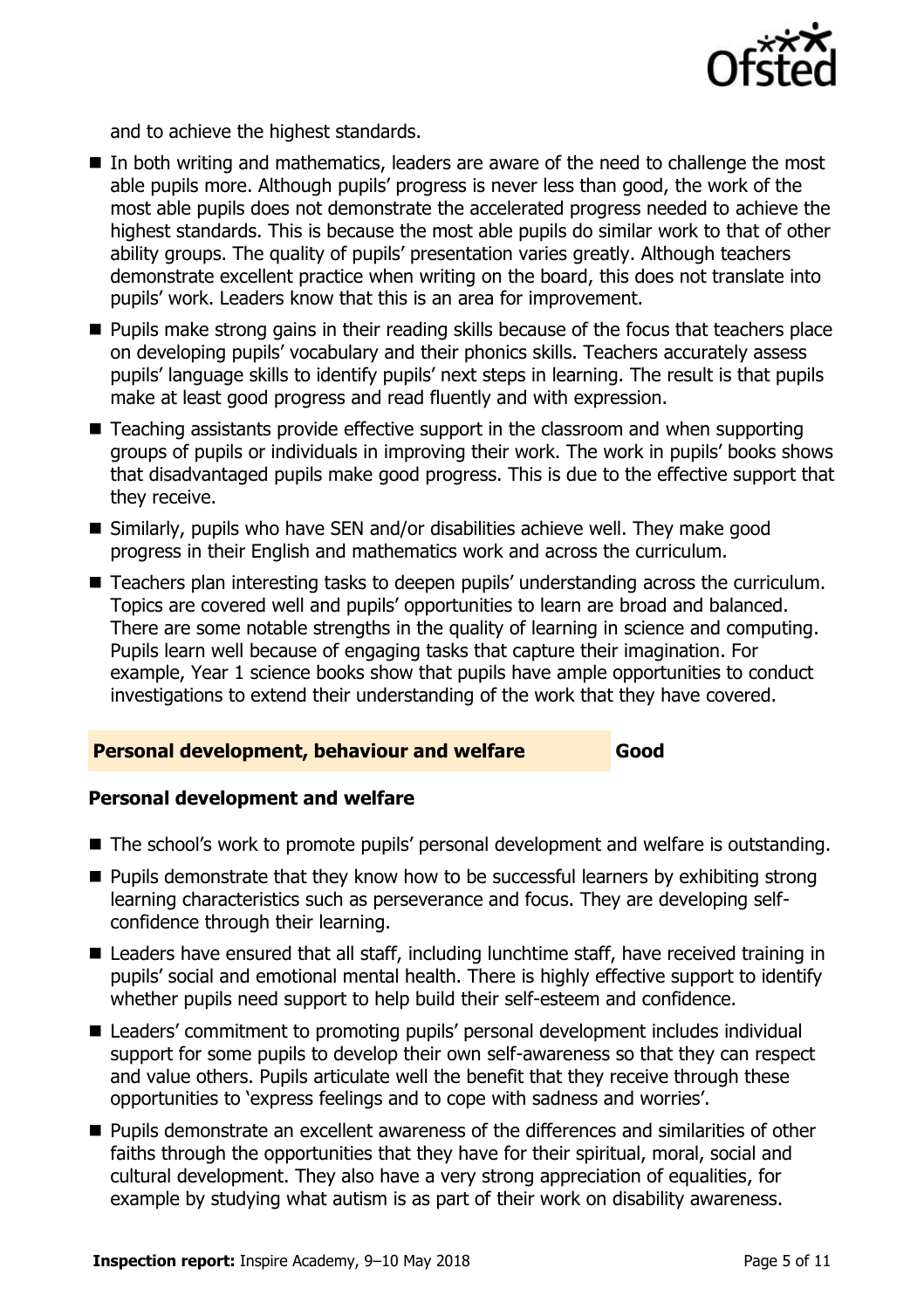and to achieve the highest standards.

- In both writing and mathematics, leaders are aware of the need to challenge the most able pupils more. Although pupils' progress is never less than good, the work of the most able pupils does not demonstrate the accelerated progress needed to achieve the highest standards. This is because the most able pupils do similar work to that of other ability groups. The quality of pupils' presentation varies greatly. Although teachers demonstrate excellent practice when writing on the board, this does not translate into pupils' work. Leaders know that this is an area for improvement.
- Pupils make strong gains in their reading skills because of the focus that teachers place on developing pupils' vocabulary and their phonics skills. Teachers accurately assess pupils' language skills to identify pupils' next steps in learning. The result is that pupils make at least good progress and read fluently and with expression.
- Teaching assistants provide effective support in the classroom and when supporting groups of pupils or individuals in improving their work. The work in pupils' books shows that disadvantaged pupils make good progress. This is due to the effective support that they receive.
- Similarly, pupils who have SEN and/or disabilities achieve well. They make good progress in their English and mathematics work and across the curriculum.
- Teachers plan interesting tasks to deepen pupils' understanding across the curriculum. Topics are covered well and pupils' opportunities to learn are broad and balanced. There are some notable strengths in the quality of learning in science and computing. Pupils learn well because of engaging tasks that capture their imagination. For example, Year 1 science books show that pupils have ample opportunities to conduct investigations to extend their understanding of the work that they have covered.

## Personal development, behaviour and welfare — Good

### Personal development and welfare

- The school's work to promote pupils' personal development and welfare is outstanding.
- Pupils demonstrate that they know how to be successful learners by exhibiting strong learning characteristics such as perseverance and focus. They are developing self-confidence through their learning.
- Leaders have ensured that all staff, including lunchtime staff, have received training in pupils' social and emotional mental health. There is highly effective support to identify whether pupils need support to help build their self-esteem and confidence.
- Leaders' commitment to promoting pupils' personal development includes individual support for some pupils to develop their own self-awareness so that they can respect and value others. Pupils articulate well the benefit that they receive through these opportunities to 'express feelings and to cope with sadness and worries'.
- Pupils demonstrate an excellent awareness of the differences and similarities of other faiths through the opportunities that they have for their spiritual, moral, social and cultural development. They also have a very strong appreciation of equalities, for example by studying what autism is as part of their work on disability awareness.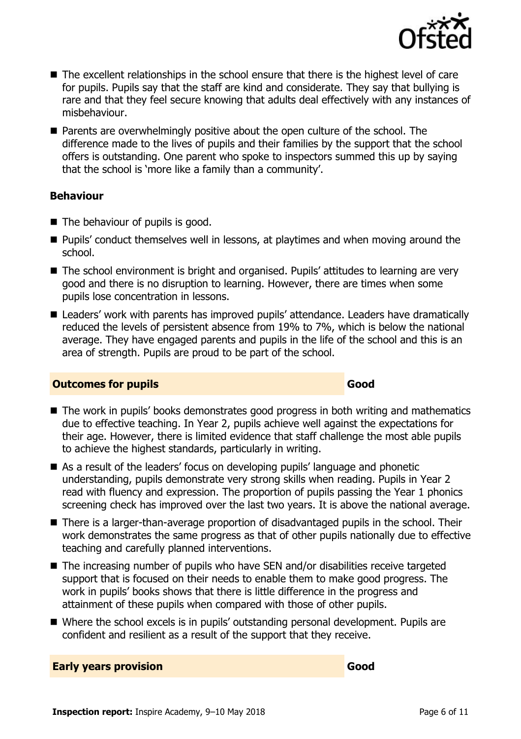- The excellent relationships in the school ensure that there is the highest level of care for pupils. Pupils say that the staff are kind and considerate. They say that bullying is rare and that they feel secure knowing that adults deal effectively with any instances of misbehaviour.
- Parents are overwhelmingly positive about the open culture of the school. The difference made to the lives of pupils and their families by the support that the school offers is outstanding. One parent who spoke to inspectors summed this up by saying that the school is 'more like a family than a community'.

### Behaviour

- The behaviour of pupils is good.
- Pupils' conduct themselves well in lessons, at playtimes and when moving around the school.
- The school environment is bright and organised. Pupils' attitudes to learning are very good and there is no disruption to learning. However, there are times when some pupils lose concentration in lessons.
- Leaders' work with parents has improved pupils' attendance. Leaders have dramatically reduced the levels of persistent absence from 19% to 7%, which is below the national average. They have engaged parents and pupils in the life of the school and this is an area of strength. Pupils are proud to be part of the school.

## Outcomes for pupils — Good

- The work in pupils' books demonstrates good progress in both writing and mathematics due to effective teaching. In Year 2, pupils achieve well against the expectations for their age. However, there is limited evidence that staff challenge the most able pupils to achieve the highest standards, particularly in writing.
- As a result of the leaders' focus on developing pupils' language and phonetic understanding, pupils demonstrate very strong skills when reading. Pupils in Year 2 read with fluency and expression. The proportion of pupils passing the Year 1 phonics screening check has improved over the last two years. It is above the national average.
- There is a larger-than-average proportion of disadvantaged pupils in the school. Their work demonstrates the same progress as that of other pupils nationally due to effective teaching and carefully planned interventions.
- The increasing number of pupils who have SEN and/or disabilities receive targeted support that is focused on their needs to enable them to make good progress. The work in pupils' books shows that there is little difference in the progress and attainment of these pupils when compared with those of other pupils.
- Where the school excels is in pupils' outstanding personal development. Pupils are confident and resilient as a result of the support that they receive.

## Early years provision — Good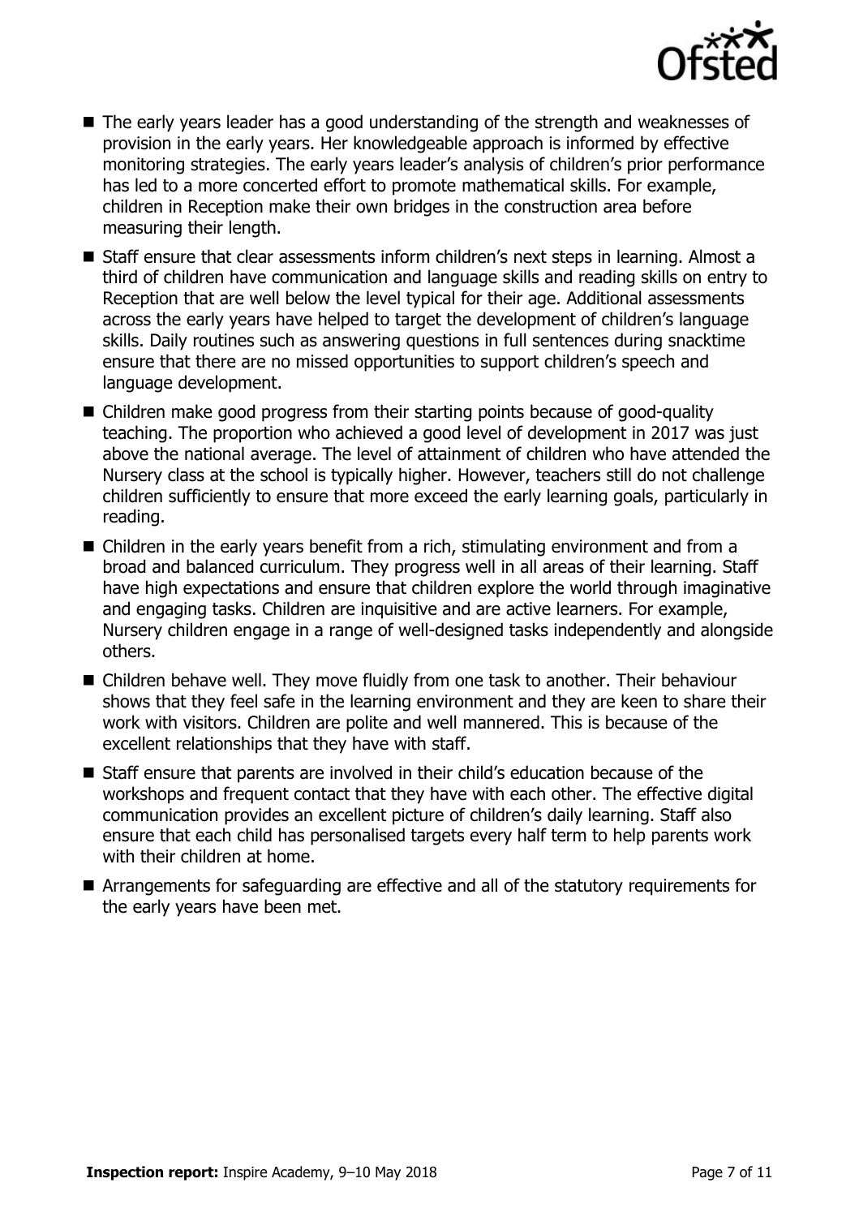- The early years leader has a good understanding of the strength and weaknesses of provision in the early years. Her knowledgeable approach is informed by effective monitoring strategies. The early years leader's analysis of children's prior performance has led to a more concerted effort to promote mathematical skills. For example, children in Reception make their own bridges in the construction area before measuring their length.
- Staff ensure that clear assessments inform children's next steps in learning. Almost a third of children have communication and language skills and reading skills on entry to Reception that are well below the level typical for their age. Additional assessments across the early years have helped to target the development of children's language skills. Daily routines such as answering questions in full sentences during snacktime ensure that there are no missed opportunities to support children's speech and language development.
- Children make good progress from their starting points because of good-quality teaching. The proportion who achieved a good level of development in 2017 was just above the national average. The level of attainment of children who have attended the Nursery class at the school is typically higher. However, teachers still do not challenge children sufficiently to ensure that more exceed the early learning goals, particularly in reading.
- Children in the early years benefit from a rich, stimulating environment and from a broad and balanced curriculum. They progress well in all areas of their learning. Staff have high expectations and ensure that children explore the world through imaginative and engaging tasks. Children are inquisitive and are active learners. For example, Nursery children engage in a range of well-designed tasks independently and alongside others.
- Children behave well. They move fluidly from one task to another. Their behaviour shows that they feel safe in the learning environment and they are keen to share their work with visitors. Children are polite and well mannered. This is because of the excellent relationships that they have with staff.
- Staff ensure that parents are involved in their child's education because of the workshops and frequent contact that they have with each other. The effective digital communication provides an excellent picture of children's daily learning. Staff also ensure that each child has personalised targets every half term to help parents work with their children at home.
- Arrangements for safeguarding are effective and all of the statutory requirements for the early years have been met.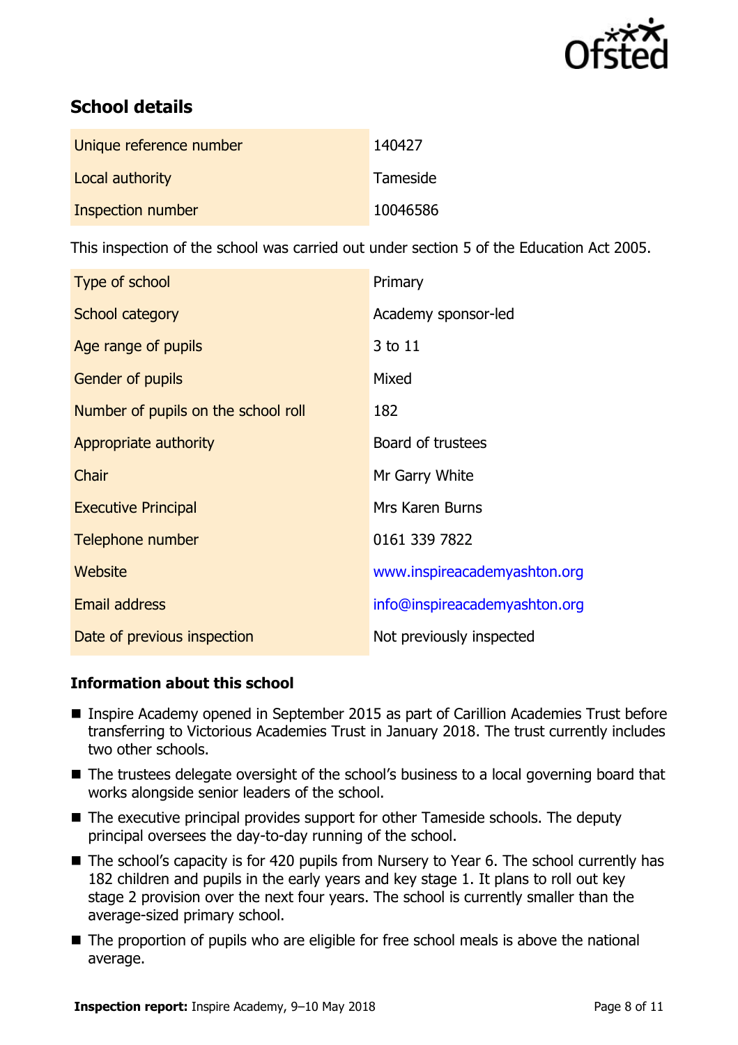## School details

| | |
|---|---|
| Unique reference number | 140427 |
| Local authority | Tameside |
| Inspection number | 10046586 |

This inspection of the school was carried out under section 5 of the Education Act 2005.

| | |
|---|---|
| Type of school | Primary |
| School category | Academy sponsor-led |
| Age range of pupils | 3 to 11 |
| Gender of pupils | Mixed |
| Number of pupils on the school roll | 182 |
| Appropriate authority | Board of trustees |
| Chair | Mr Garry White |
| Executive Principal | Mrs Karen Burns |
| Telephone number | 0161 339 7822 |
| Website | www.inspireacademyashton.org |
| Email address | info@inspireacademyashton.org |
| Date of previous inspection | Not previously inspected |

### Information about this school

- Inspire Academy opened in September 2015 as part of Carillion Academies Trust before transferring to Victorious Academies Trust in January 2018. The trust currently includes two other schools.
- The trustees delegate oversight of the school's business to a local governing board that works alongside senior leaders of the school.
- The executive principal provides support for other Tameside schools. The deputy principal oversees the day-to-day running of the school.
- The school's capacity is for 420 pupils from Nursery to Year 6. The school currently has 182 children and pupils in the early years and key stage 1. It plans to roll out key stage 2 provision over the next four years. The school is currently smaller than the average-sized primary school.
- The proportion of pupils who are eligible for free school meals is above the national average.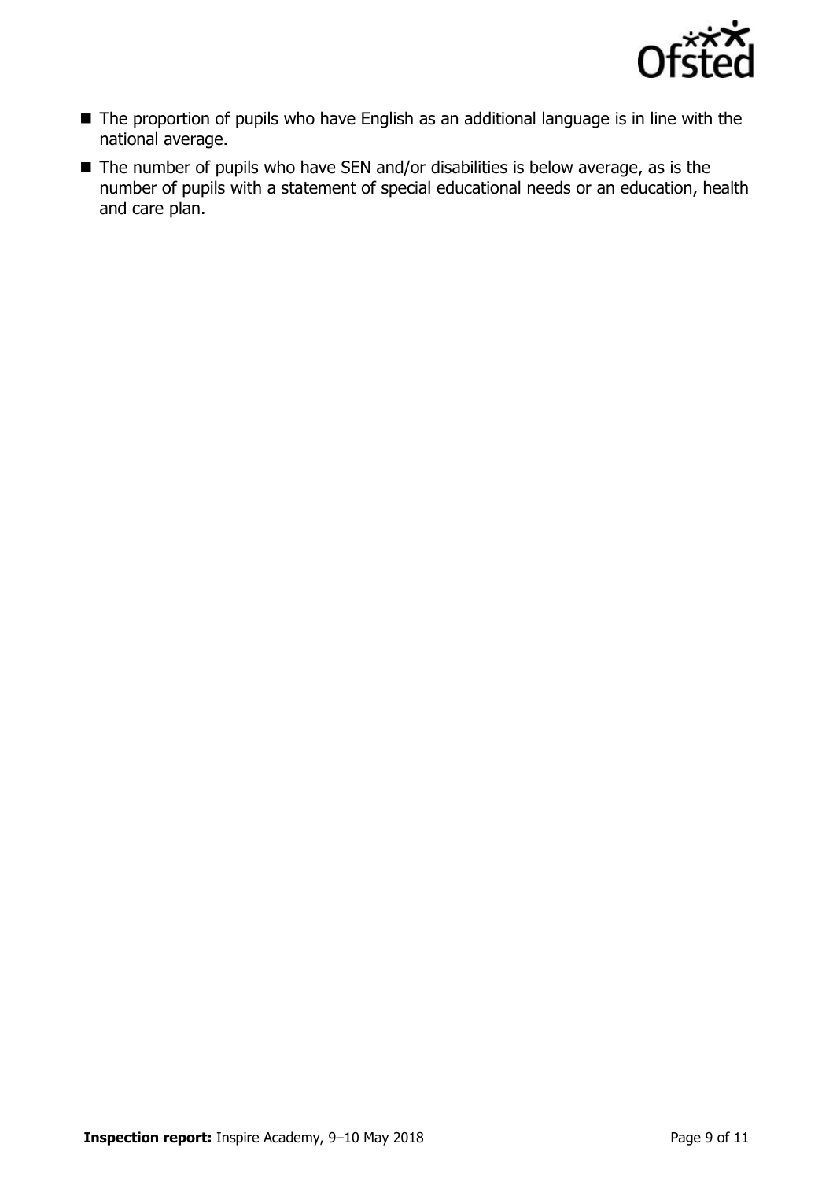- The proportion of pupils who have English as an additional language is in line with the national average.
- The number of pupils who have SEN and/or disabilities is below average, as is the number of pupils with a statement of special educational needs or an education, health and care plan.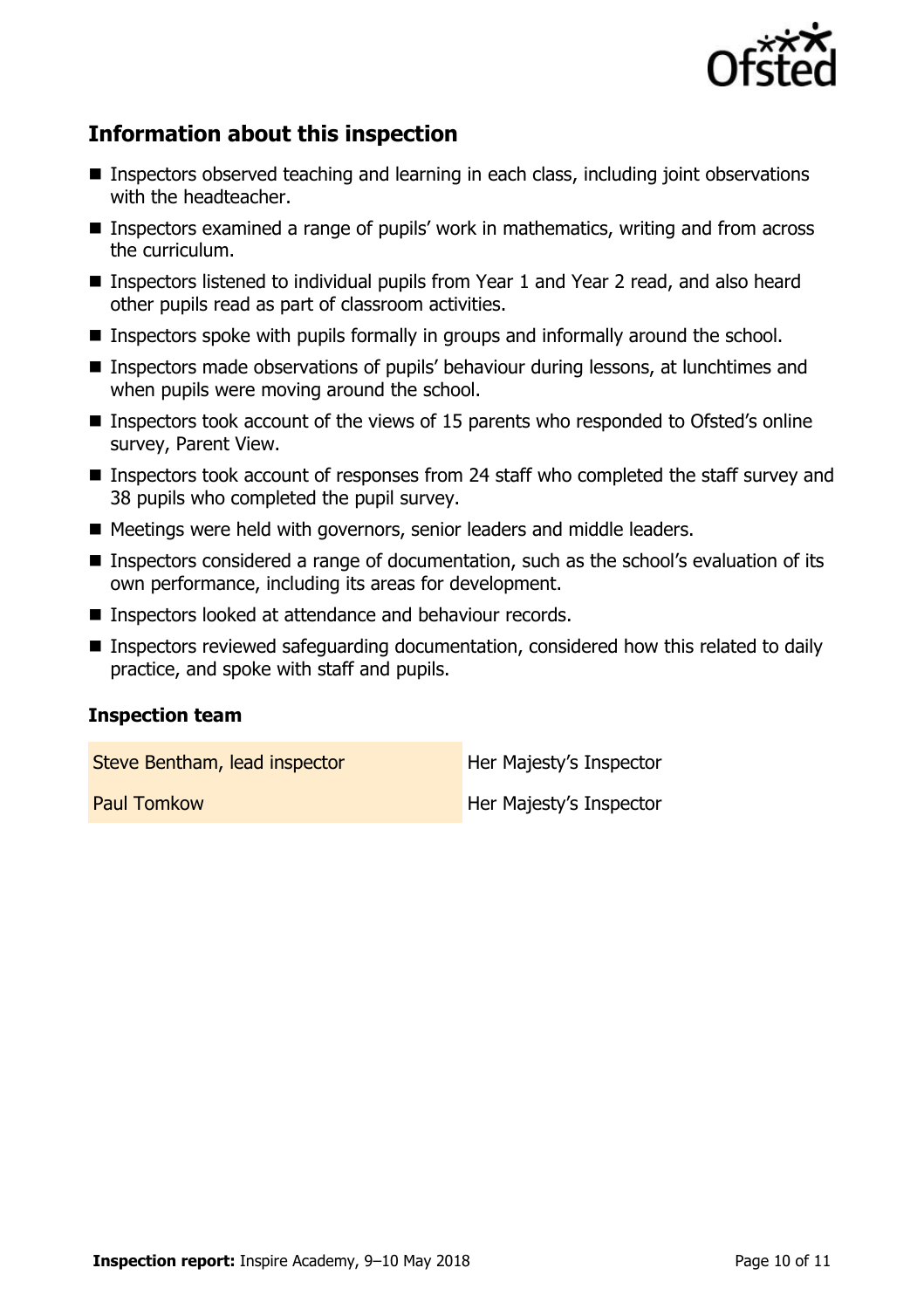## Information about this inspection

- Inspectors observed teaching and learning in each class, including joint observations with the headteacher.
- Inspectors examined a range of pupils' work in mathematics, writing and from across the curriculum.
- Inspectors listened to individual pupils from Year 1 and Year 2 read, and also heard other pupils read as part of classroom activities.
- Inspectors spoke with pupils formally in groups and informally around the school.
- Inspectors made observations of pupils' behaviour during lessons, at lunchtimes and when pupils were moving around the school.
- Inspectors took account of the views of 15 parents who responded to Ofsted's online survey, Parent View.
- Inspectors took account of responses from 24 staff who completed the staff survey and 38 pupils who completed the pupil survey.
- Meetings were held with governors, senior leaders and middle leaders.
- Inspectors considered a range of documentation, such as the school's evaluation of its own performance, including its areas for development.
- Inspectors looked at attendance and behaviour records.
- Inspectors reviewed safeguarding documentation, considered how this related to daily practice, and spoke with staff and pupils.

### Inspection team

| | |
|---|---|
| Steve Bentham, lead inspector | Her Majesty's Inspector |
| Paul Tomkow | Her Majesty's Inspector |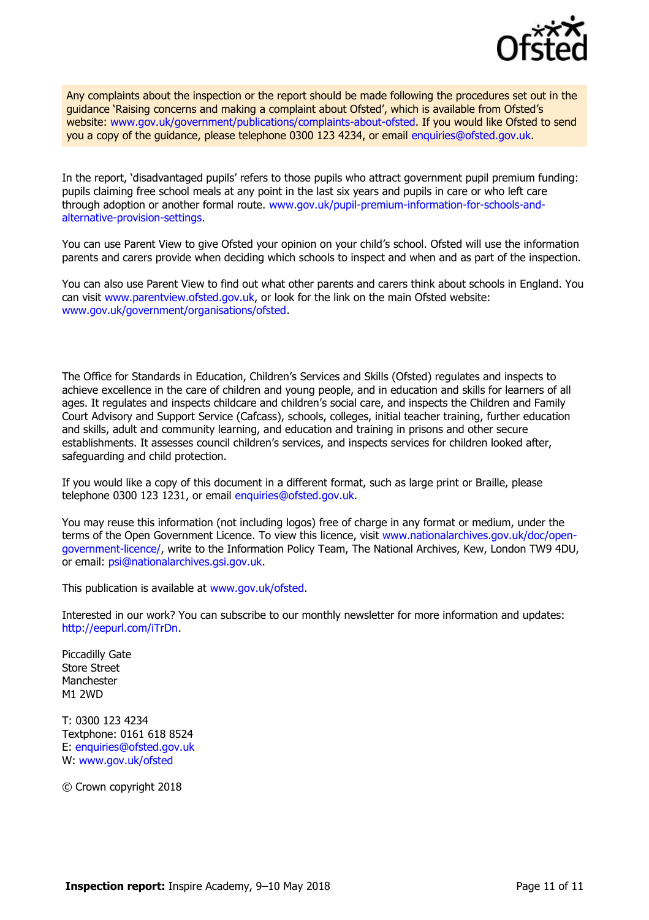Any complaints about the inspection or the report should be made following the procedures set out in the guidance 'Raising concerns and making a complaint about Ofsted', which is available from Ofsted's website: www.gov.uk/government/publications/complaints-about-ofsted. If you would like Ofsted to send you a copy of the guidance, please telephone 0300 123 4234, or email enquiries@ofsted.gov.uk.

In the report, 'disadvantaged pupils' refers to those pupils who attract government pupil premium funding: pupils claiming free school meals at any point in the last six years and pupils in care or who left care through adoption or another formal route. www.gov.uk/pupil-premium-information-for-schools-and-alternative-provision-settings.

You can use Parent View to give Ofsted your opinion on your child's school. Ofsted will use the information parents and carers provide when deciding which schools to inspect and when and as part of the inspection.

You can also use Parent View to find out what other parents and carers think about schools in England. You can visit www.parentview.ofsted.gov.uk, or look for the link on the main Ofsted website: www.gov.uk/government/organisations/ofsted.

The Office for Standards in Education, Children's Services and Skills (Ofsted) regulates and inspects to achieve excellence in the care of children and young people, and in education and skills for learners of all ages. It regulates and inspects childcare and children's social care, and inspects the Children and Family Court Advisory and Support Service (Cafcass), schools, colleges, initial teacher training, further education and skills, adult and community learning, and education and training in prisons and other secure establishments. It assesses council children's services, and inspects services for children looked after, safeguarding and child protection.

If you would like a copy of this document in a different format, such as large print or Braille, please telephone 0300 123 1231, or email enquiries@ofsted.gov.uk.

You may reuse this information (not including logos) free of charge in any format or medium, under the terms of the Open Government Licence. To view this licence, visit www.nationalarchives.gov.uk/doc/open-government-licence/, write to the Information Policy Team, The National Archives, Kew, London TW9 4DU, or email: psi@nationalarchives.gsi.gov.uk.

This publication is available at www.gov.uk/ofsted.

Interested in our work? You can subscribe to our monthly newsletter for more information and updates: http://eepurl.com/iTrDn.

Piccadilly Gate
Store Street
Manchester
M1 2WD

T: 0300 123 4234
Textphone: 0161 618 8524
E: enquiries@ofsted.gov.uk
W: www.gov.uk/ofsted

© Crown copyright 2018